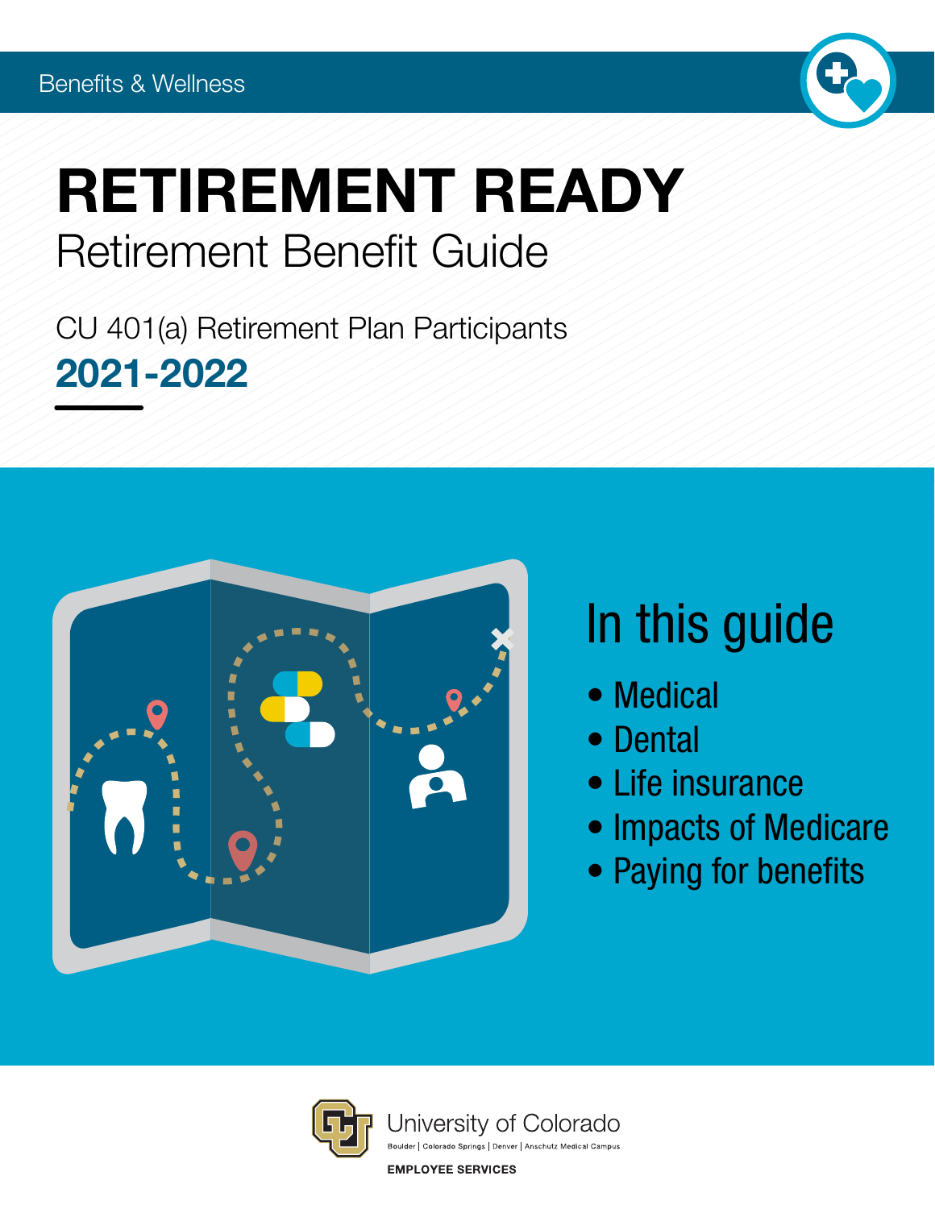Benefits & Wellness

# RETIREMENT READY

## Retirement Benefit Guide

CU 401(a) Retirement Plan Participants

**2021-2022**

## In this guide

- Medical
- Dental
- Life insurance
- Impacts of Medicare
- Paying for benefits

University of Colorado

Boulder | Colorado Springs | Denver | Anschutz Medical Campus

EMPLOYEE SERVICES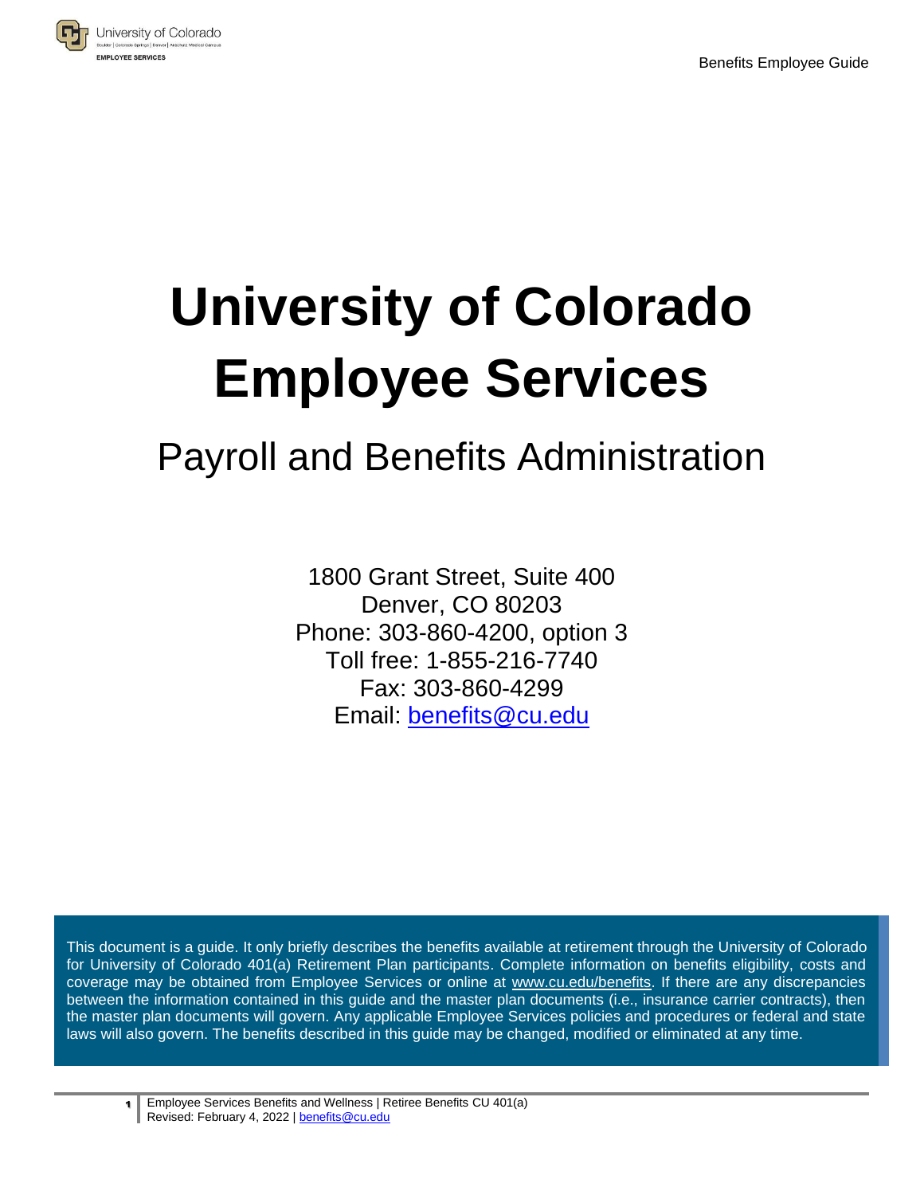# University of Colorado Employee Services

## Payroll and Benefits Administration

1800 Grant Street, Suite 400
Denver, CO 80203
Phone: 303-860-4200, option 3
Toll free: 1-855-216-7740
Fax: 303-860-4299
Email: benefits@cu.edu

This document is a guide. It only briefly describes the benefits available at retirement through the University of Colorado for University of Colorado 401(a) Retirement Plan participants. Complete information on benefits eligibility, costs and coverage may be obtained from Employee Services or online at www.cu.edu/benefits. If there are any discrepancies between the information contained in this guide and the master plan documents (i.e., insurance carrier contracts), then the master plan documents will govern. Any applicable Employee Services policies and procedures or federal and state laws will also govern. The benefits described in this guide may be changed, modified or eliminated at any time.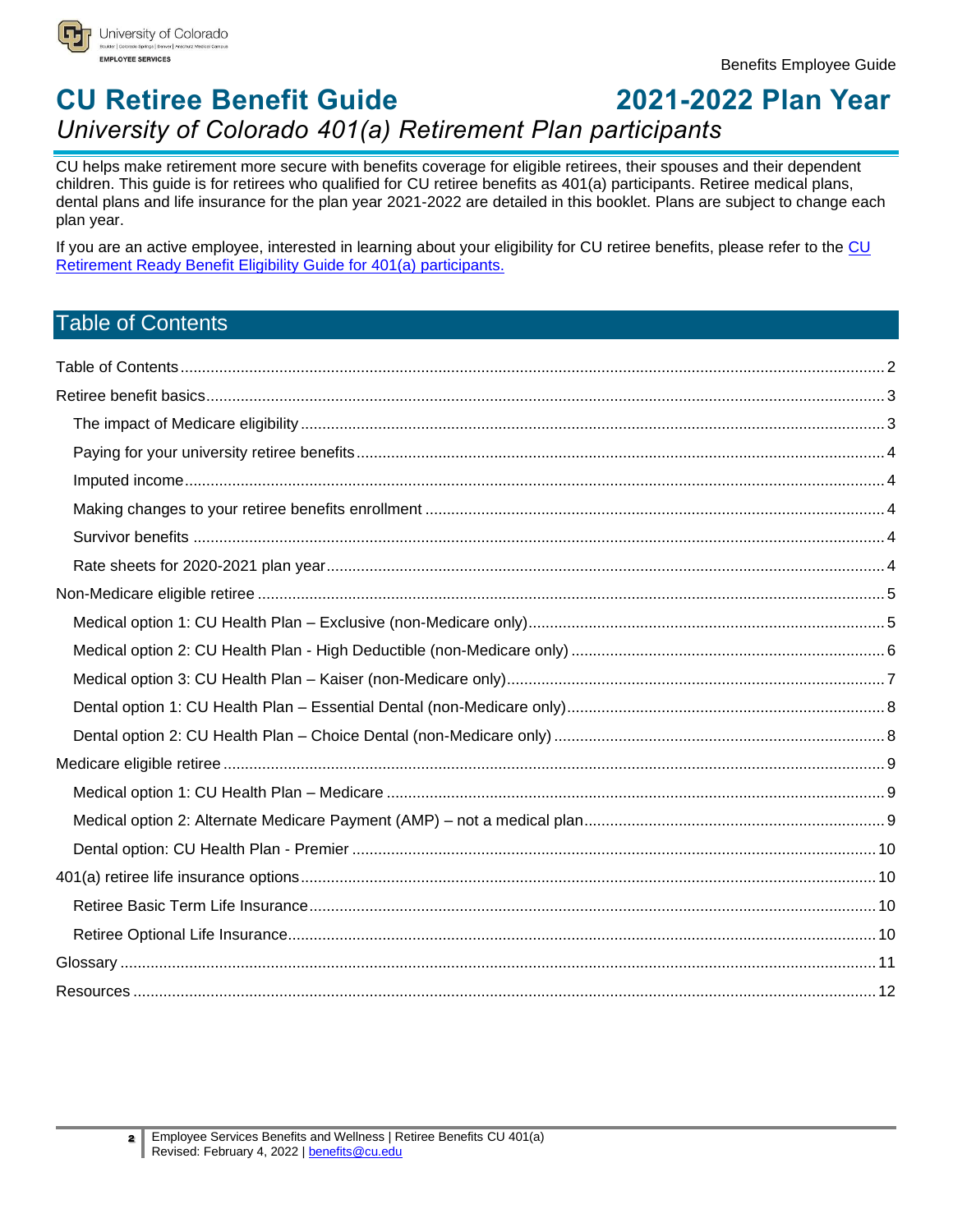# CU Retiree Benefit Guide — 2021-2022 Plan Year

*University of Colorado 401(a) Retirement Plan participants*

CU helps make retirement more secure with benefits coverage for eligible retirees, their spouses and their dependent children. This guide is for retirees who qualified for CU retiree benefits as 401(a) participants. Retiree medical plans, dental plans and life insurance for the plan year 2021-2022 are detailed in this booklet. Plans are subject to change each plan year.

If you are an active employee, interested in learning about your eligibility for CU retiree benefits, please refer to the CU Retirement Ready Benefit Eligibility Guide for 401(a) participants.

## Table of Contents

- Table of Contents ..... 2
- Retire benefit basics ..... 3
  - The impact of Medicare eligibility ..... 3
  - Paying for your university retiree benefits ..... 4
  - Imputed income ..... 4
  - Making changes to your retiree benefits enrollment ..... 4
  - Survivor benefits ..... 4
  - Rate sheets for 2020-2021 plan year ..... 4
- Non-Medicare eligible retiree ..... 5
  - Medical option 1: CU Health Plan – Exclusive (non-Medicare only) ..... 5
  - Medical option 2: CU Health Plan - High Deductible (non-Medicare only) ..... 6
  - Medical option 3: CU Health Plan – Kaiser (non-Medicare only) ..... 7
  - Dental option 1: CU Health Plan – Essential Dental (non-Medicare only) ..... 8
  - Dental option 2: CU Health Plan – Choice Dental (non-Medicare only) ..... 8
- Medicare eligible retiree ..... 9
  - Medical option 1: CU Health Plan – Medicare ..... 9
  - Medical option 2: Alternate Medicare Payment (AMP) – not a medical plan ..... 9
  - Dental option: CU Health Plan - Premier ..... 10
- 401(a) retiree life insurance options ..... 10
  - Retiree Basic Term Life Insurance ..... 10
  - Retiree Optional Life Insurance ..... 10
- Glossary ..... 11
- Resources ..... 12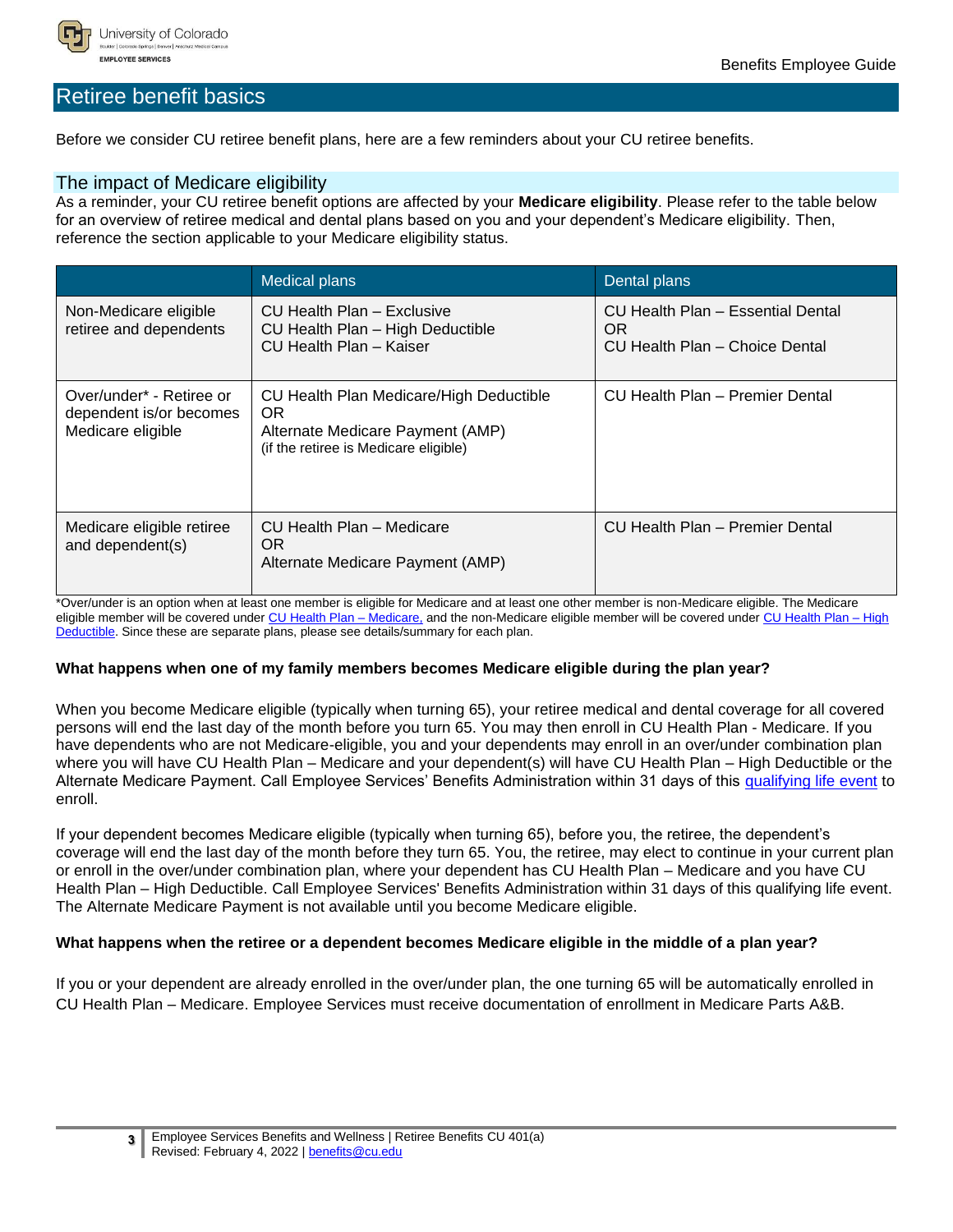## Retiree benefit basics

Before we consider CU retiree benefit plans, here are a few reminders about your CU retiree benefits.

### The impact of Medicare eligibility

As a reminder, your CU retiree benefit options are affected by your **Medicare eligibility**. Please refer to the table below for an overview of retiree medical and dental plans based on you and your dependent's Medicare eligibility. Then, reference the section applicable to your Medicare eligibility status.

| | Medical plans | Dental plans |
|---|---|---|
| Non-Medicare eligible retiree and dependents | CU Health Plan – Exclusive<br>CU Health Plan – High Deductible<br>CU Health Plan – Kaiser | CU Health Plan – Essential Dental<br>OR<br>CU Health Plan – Choice Dental |
| Over/under* - Retiree or dependent is/or becomes Medicare eligible | CU Health Plan Medicare/High Deductible<br>OR<br>Alternate Medicare Payment (AMP)<br>(if the retiree is Medicare eligible) | CU Health Plan – Premier Dental |
| Medicare eligible retiree and dependent(s) | CU Health Plan – Medicare<br>OR<br>Alternate Medicare Payment (AMP) | CU Health Plan – Premier Dental |

*Over/under is an option when at least one member is eligible for Medicare and at least one other member is non-Medicare eligible. The Medicare eligible member will be covered under CU Health Plan – Medicare, and the non-Medicare eligible member will be covered under CU Health Plan – High Deductible. Since these are separate plans, please see details/summary for each plan.

**What happens when one of my family members becomes Medicare eligible during the plan year?**

When you become Medicare eligible (typically when turning 65), your retiree medical and dental coverage for all covered persons will end the last day of the month before you turn 65. You may then enroll in CU Health Plan - Medicare. If you have dependents who are not Medicare-eligible, you and your dependents may enroll in an over/under combination plan where you will have CU Health Plan – Medicare and your dependent(s) will have CU Health Plan – High Deductible or the Alternate Medicare Payment. Call Employee Services' Benefits Administration within 31 days of this qualifying life event to enroll.

If your dependent becomes Medicare eligible (typically when turning 65), before you, the retiree, the dependent's coverage will end the last day of the month before they turn 65. You, the retiree, may elect to continue in your current plan or enroll in the over/under combination plan, where your dependent has CU Health Plan – Medicare and you have CU Health Plan – High Deductible. Call Employee Services' Benefits Administration within 31 days of this qualifying life event. The Alternate Medicare Payment is not available until you become Medicare eligible.

**What happens when the retiree or a dependent becomes Medicare eligible in the middle of a plan year?**

If you or your dependent are already enrolled in the over/under plan, the one turning 65 will be automatically enrolled in CU Health Plan – Medicare. Employee Services must receive documentation of enrollment in Medicare Parts A&B.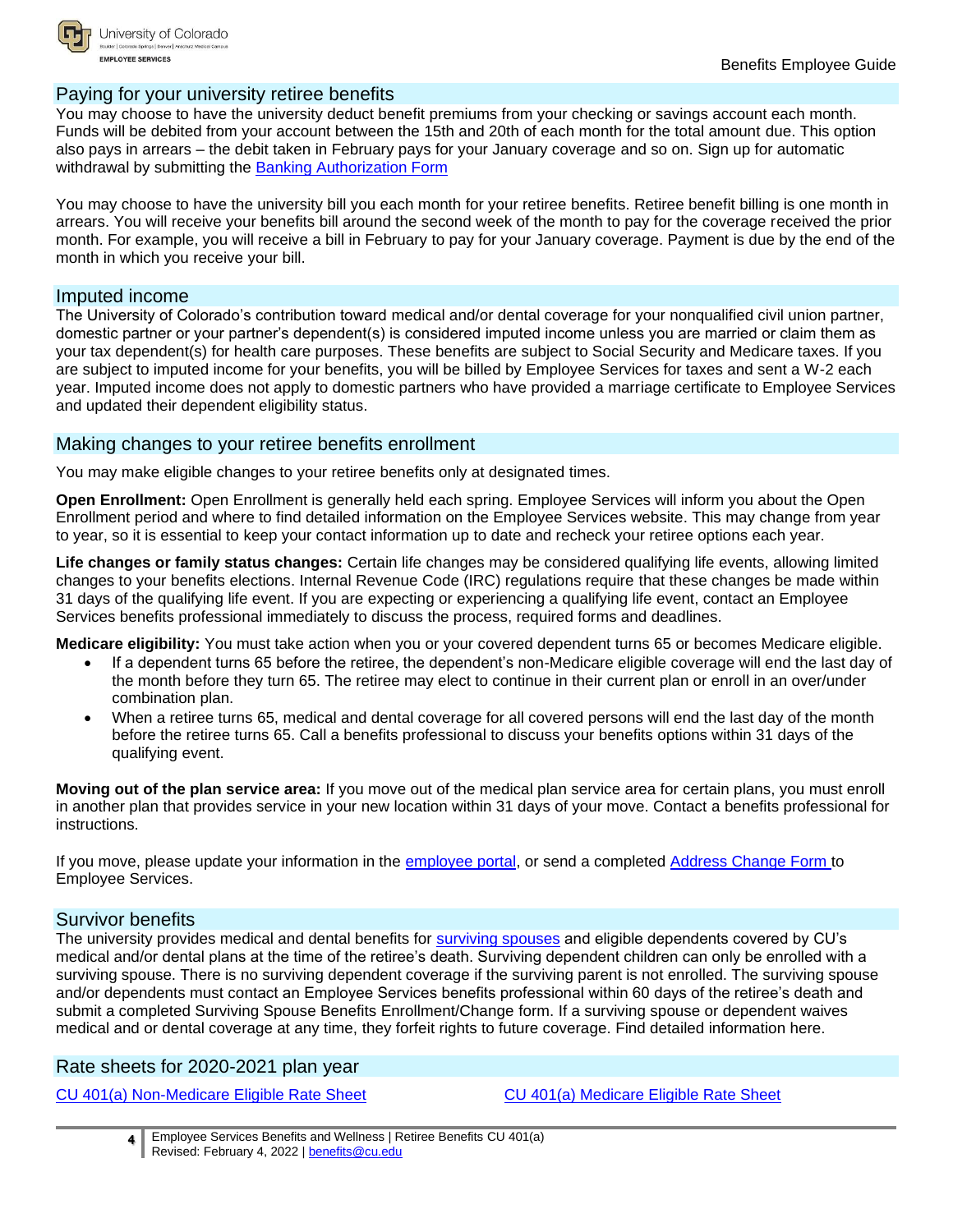## Paying for your university retiree benefits

You may choose to have the university deduct benefit premiums from your checking or savings account each month. Funds will be debited from your account between the 15th and 20th of each month for the total amount due. This option also pays in arrears – the debit taken in February pays for your January coverage and so on. Sign up for automatic withdrawal by submitting the Banking Authorization Form

You may choose to have the university bill you each month for your retiree benefits. Retiree benefit billing is one month in arrears. You will receive your benefits bill around the second week of the month to pay for the coverage received the prior month. For example, you will receive a bill in February to pay for your January coverage. Payment is due by the end of the month in which you receive your bill.

## Imputed income

The University of Colorado's contribution toward medical and/or dental coverage for your nonqualified civil union partner, domestic partner or your partner's dependent(s) is considered imputed income unless you are married or claim them as your tax dependent(s) for health care purposes. These benefits are subject to Social Security and Medicare taxes. If you are subject to imputed income for your benefits, you will be billed by Employee Services for taxes and sent a W-2 each year. Imputed income does not apply to domestic partners who have provided a marriage certificate to Employee Services and updated their dependent eligibility status.

## Making changes to your retiree benefits enrollment

You may make eligible changes to your retiree benefits only at designated times.

**Open Enrollment:** Open Enrollment is generally held each spring. Employee Services will inform you about the Open Enrollment period and where to find detailed information on the Employee Services website. This may change from year to year, so it is essential to keep your contact information up to date and recheck your retiree options each year.

**Life changes or family status changes:** Certain life changes may be considered qualifying life events, allowing limited changes to your benefits elections. Internal Revenue Code (IRC) regulations require that these changes be made within 31 days of the qualifying life event. If you are expecting or experiencing a qualifying life event, contact an Employee Services benefits professional immediately to discuss the process, required forms and deadlines.

**Medicare eligibility:** You must take action when you or your covered dependent turns 65 or becomes Medicare eligible.

- If a dependent turns 65 before the retiree, the dependent's non-Medicare eligible coverage will end the last day of the month before they turn 65. The retiree may elect to continue in their current plan or enroll in an over/under combination plan.
- When a retiree turns 65, medical and dental coverage for all covered persons will end the last day of the month before the retiree turns 65. Call a benefits professional to discuss your benefits options within 31 days of the qualifying event.

**Moving out of the plan service area:** If you move out of the medical plan service area for certain plans, you must enroll in another plan that provides service in your new location within 31 days of your move. Contact a benefits professional for instructions.

If you move, please update your information in the employee portal, or send a completed Address Change Form to Employee Services.

## Survivor benefits

The university provides medical and dental benefits for surviving spouses and eligible dependents covered by CU's medical and/or dental plans at the time of the retiree's death. Surviving dependent children can only be enrolled with a surviving spouse. There is no surviving dependent coverage if the surviving parent is not enrolled. The surviving spouse and/or dependents must contact an Employee Services benefits professional within 60 days of the retiree's death and submit a completed Surviving Spouse Benefits Enrollment/Change form. If a surviving spouse or dependent waives medical and or dental coverage at any time, they forfeit rights to future coverage. Find detailed information here.

## Rate sheets for 2020-2021 plan year

CU 401(a) Non-Medicare Eligible Rate Sheet

CU 401(a) Medicare Eligible Rate Sheet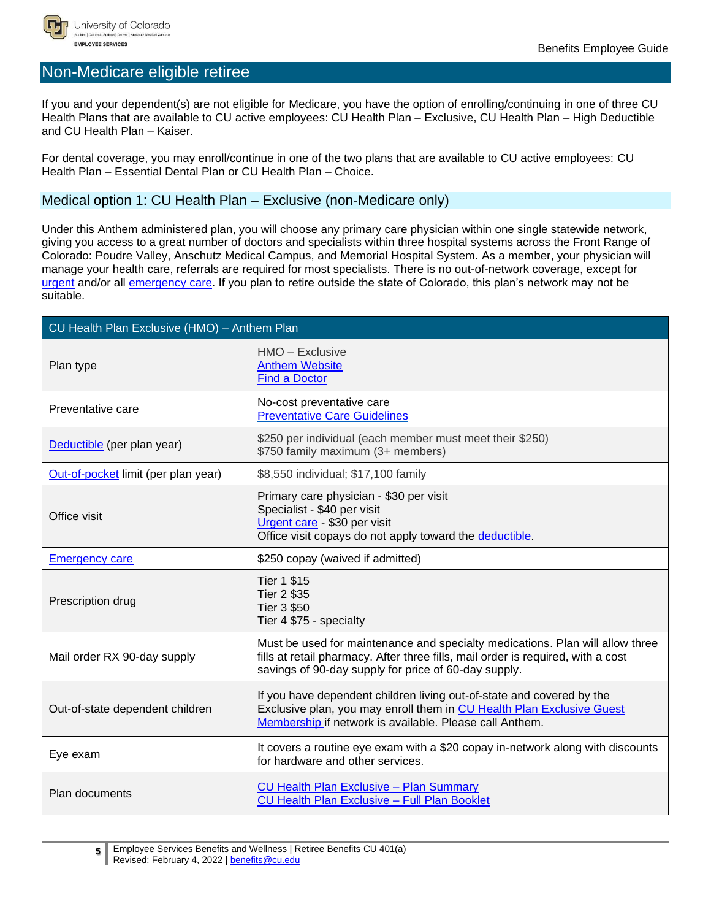## Non-Medicare eligible retiree

If you and your dependent(s) are not eligible for Medicare, you have the option of enrolling/continuing in one of three CU Health Plans that are available to CU active employees: CU Health Plan – Exclusive, CU Health Plan – High Deductible and CU Health Plan – Kaiser.

For dental coverage, you may enroll/continue in one of the two plans that are available to CU active employees: CU Health Plan – Essential Dental Plan or CU Health Plan – Choice.

### Medical option 1: CU Health Plan – Exclusive (non-Medicare only)

Under this Anthem administered plan, you will choose any primary care physician within one single statewide network, giving you access to a great number of doctors and specialists within three hospital systems across the Front Range of Colorado: Poudre Valley, Anschutz Medical Campus, and Memorial Hospital System. As a member, your physician will manage your health care, referrals are required for most specialists. There is no out-of-network coverage, except for urgent and/or all emergency care. If you plan to retire outside the state of Colorado, this plan's network may not be suitable.

| CU Health Plan Exclusive (HMO) – Anthem Plan | |
|---|---|
| Plan type | HMO – Exclusive<br>Anthem Website<br>Find a Doctor |
| Preventative care | No-cost preventative care<br>Preventative Care Guidelines |
| Deductible (per plan year) | $250 per individual (each member must meet their $250)<br>$750 family maximum (3+ members) |
| Out-of-pocket limit (per plan year) | $8,550 individual; $17,100 family |
| Office visit | Primary care physician - $30 per visit<br>Specialist - $40 per visit<br>Urgent care - $30 per visit<br>Office visit copays do not apply toward the deductible. |
| Emergency care | $250 copay (waived if admitted) |
| Prescription drug | Tier 1 $15<br>Tier 2 $35<br>Tier 3 $50<br>Tier 4 $75 - specialty |
| Mail order RX 90-day supply | Must be used for maintenance and specialty medications. Plan will allow three fills at retail pharmacy. After three fills, mail order is required, with a cost savings of 90-day supply for price of 60-day supply. |
| Out-of-state dependent children | If you have dependent children living out-of-state and covered by the Exclusive plan, you may enroll them in CU Health Plan Exclusive Guest Membership if network is available. Please call Anthem. |
| Eye exam | It covers a routine eye exam with a $20 copay in-network along with discounts for hardware and other services. |
| Plan documents | CU Health Plan Exclusive – Plan Summary<br>CU Health Plan Exclusive – Full Plan Booklet |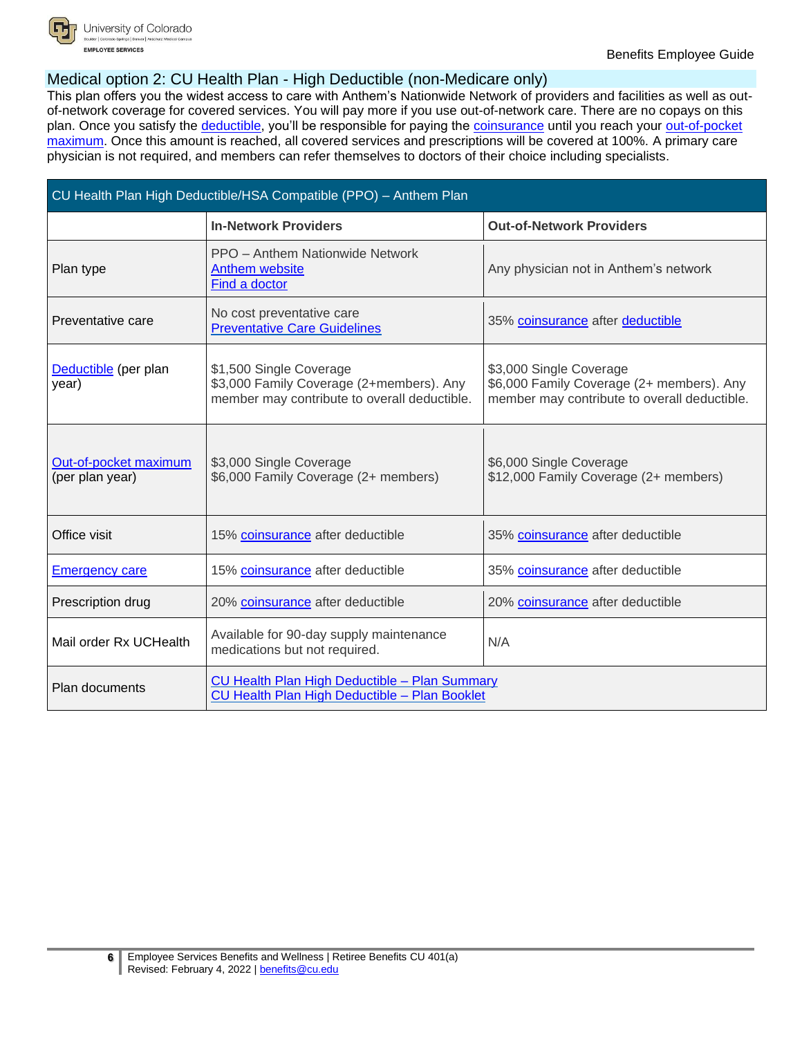## Medical option 2: CU Health Plan - High Deductible (non-Medicare only)

This plan offers you the widest access to care with Anthem's Nationwide Network of providers and facilities as well as out-of-network coverage for covered services. You will pay more if you use out-of-network care. There are no copays on this plan. Once you satisfy the deductible, you'll be responsible for paying the coinsurance until you reach your out-of-pocket maximum. Once this amount is reached, all covered services and prescriptions will be covered at 100%. A primary care physician is not required, and members can refer themselves to doctors of their choice including specialists.

| CU Health Plan High Deductible/HSA Compatible (PPO) – Anthem Plan | | |
|---|---|---|
| | **In-Network Providers** | **Out-of-Network Providers** |
| Plan type | PPO – Anthem Nationwide Network<br>Anthem website<br>Find a doctor | Any physician not in Anthem's network |
| Preventative care | No cost preventative care<br>Preventative Care Guidelines | 35% coinsurance after deductible |
| Deductible (per plan year) | $1,500 Single Coverage<br>$3,000 Family Coverage (2+members). Any member may contribute to overall deductible. | $3,000 Single Coverage<br>$6,000 Family Coverage (2+ members). Any member may contribute to overall deductible. |
| Out-of-pocket maximum (per plan year) | $3,000 Single Coverage<br>$6,000 Family Coverage (2+ members) | $6,000 Single Coverage<br>$12,000 Family Coverage (2+ members) |
| Office visit | 15% coinsurance after deductible | 35% coinsurance after deductible |
| Emergency care | 15% coinsurance after deductible | 35% coinsurance after deductible |
| Prescription drug | 20% coinsurance after deductible | 20% coinsurance after deductible |
| Mail order Rx UCHealth | Available for 90-day supply maintenance medications but not required. | N/A |
| Plan documents | CU Health Plan High Deductible – Plan Summary<br>CU Health Plan High Deductible – Plan Booklet | |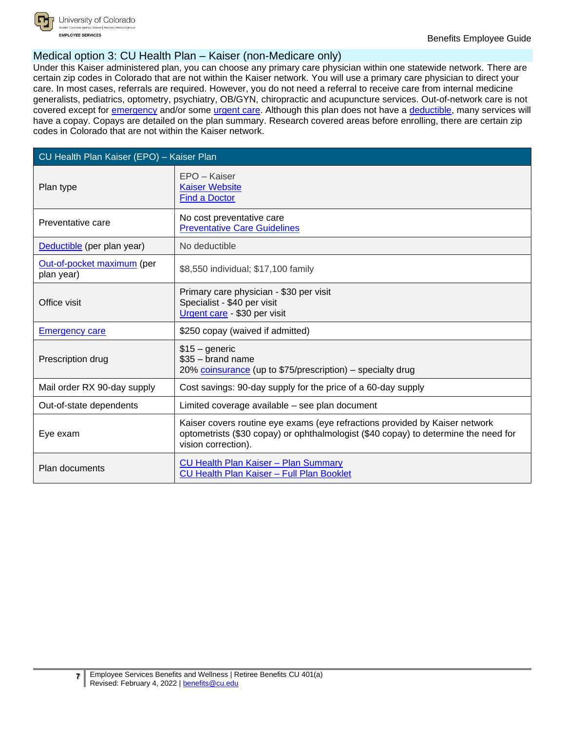## Medical option 3: CU Health Plan – Kaiser (non-Medicare only)

Under this Kaiser administered plan, you can choose any primary care physician within one statewide network. There are certain zip codes in Colorado that are not within the Kaiser network. You will use a primary care physician to direct your care. In most cases, referrals are required. However, you do not need a referral to receive care from internal medicine generalists, pediatrics, optometry, psychiatry, OB/GYN, chiropractic and acupuncture services. Out-of-network care is not covered except for emergency and/or some urgent care. Although this plan does not have a deductible, many services will have a copay. Copays are detailed on the plan summary. Research covered areas before enrolling, there are certain zip codes in Colorado that are not within the Kaiser network.

| CU Health Plan Kaiser (EPO) – Kaiser Plan | |
|---|---|
| Plan type | EPO – Kaiser<br>Kaiser Website<br>Find a Doctor |
| Preventative care | No cost preventative care<br>Preventative Care Guidelines |
| Deductible (per plan year) | No deductible |
| Out-of-pocket maximum (per plan year) | $8,550 individual; $17,100 family |
| Office visit | Primary care physician - $30 per visit<br>Specialist - $40 per visit<br>Urgent care - $30 per visit |
| Emergency care | $250 copay (waived if admitted) |
| Prescription drug | $15 – generic<br>$35 – brand name<br>20% coinsurance (up to $75/prescription) – specialty drug |
| Mail order RX 90-day supply | Cost savings: 90-day supply for the price of a 60-day supply |
| Out-of-state dependents | Limited coverage available – see plan document |
| Eye exam | Kaiser covers routine eye exams (eye refractions provided by Kaiser network optometrists ($30 copay) or ophthalmologist ($40 copay) to determine the need for vision correction). |
| Plan documents | CU Health Plan Kaiser – Plan Summary<br>CU Health Plan Kaiser – Full Plan Booklet |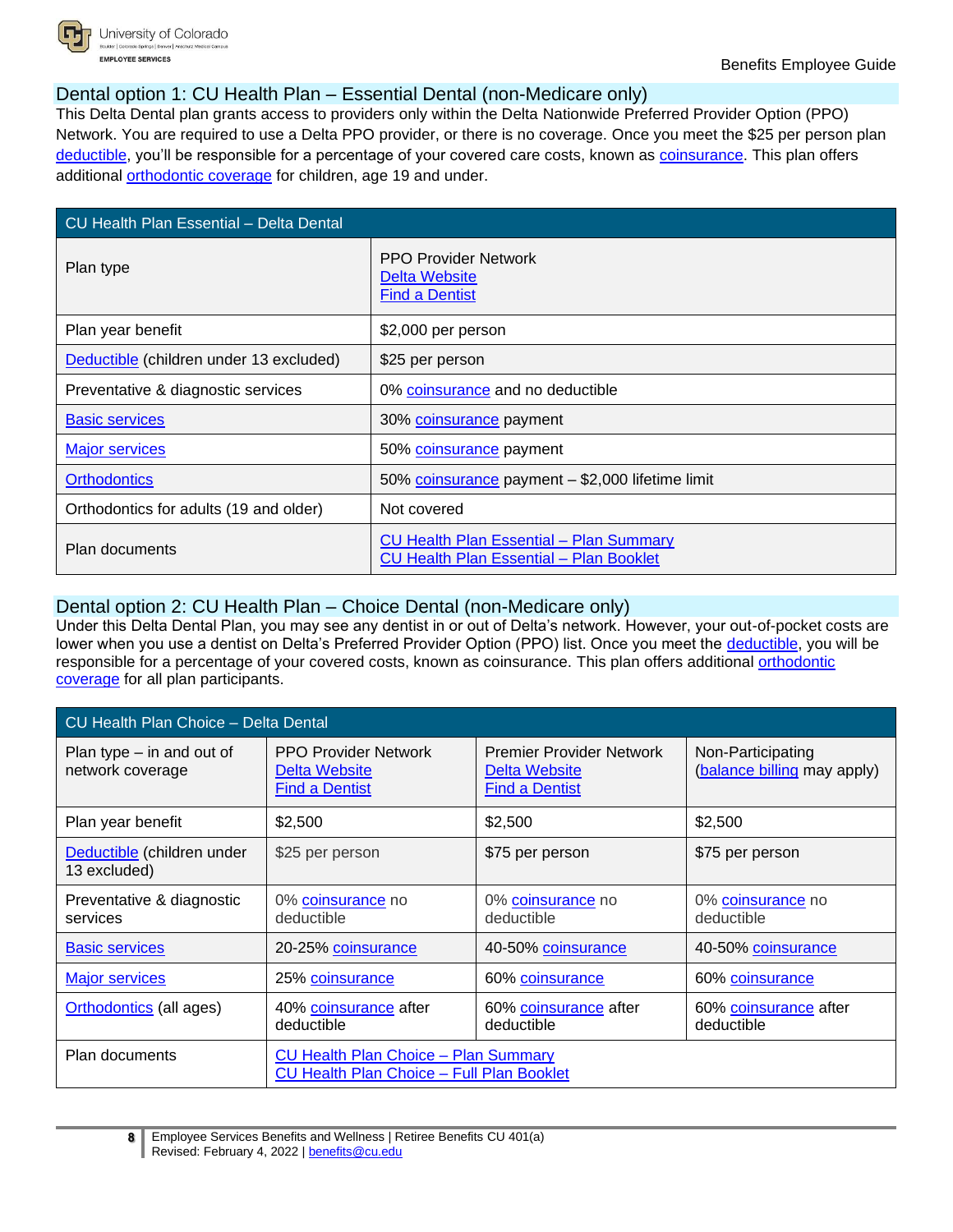## Dental option 1: CU Health Plan – Essential Dental (non-Medicare only)

This Delta Dental plan grants access to providers only within the Delta Nationwide Preferred Provider Option (PPO) Network. You are required to use a Delta PPO provider, or there is no coverage. Once you meet the $25 per person plan deductible, you'll be responsible for a percentage of your covered care costs, known as coinsurance. This plan offers additional orthodontic coverage for children, age 19 and under.

| CU Health Plan Essential – Delta Dental | |
|---|---|
| Plan type | PPO Provider Network<br>Delta Website<br>Find a Dentist |
| Plan year benefit | $2,000 per person |
| Deductible (children under 13 excluded) | $25 per person |
| Preventative & diagnostic services | 0% coinsurance and no deductible |
| Basic services | 30% coinsurance payment |
| Major services | 50% coinsurance payment |
| Orthodontics | 50% coinsurance payment – $2,000 lifetime limit |
| Orthodontics for adults (19 and older) | Not covered |
| Plan documents | CU Health Plan Essential – Plan Summary<br>CU Health Plan Essential – Plan Booklet |

## Dental option 2: CU Health Plan – Choice Dental (non-Medicare only)

Under this Delta Dental Plan, you may see any dentist in or out of Delta's network. However, your out-of-pocket costs are lower when you use a dentist on Delta's Preferred Provider Option (PPO) list. Once you meet the deductible, you will be responsible for a percentage of your covered costs, known as coinsurance. This plan offers additional orthodontic coverage for all plan participants.

| CU Health Plan Choice – Delta Dental | | | |
|---|---|---|---|
| Plan type – in and out of network coverage | PPO Provider Network<br>Delta Website<br>Find a Dentist | Premier Provider Network<br>Delta Website<br>Find a Dentist | Non-Participating<br>(balance billing may apply) |
| Plan year benefit | $2,500 | $2,500 | $2,500 |
| Deductible (children under 13 excluded) | $25 per person | $75 per person | $75 per person |
| Preventative & diagnostic services | 0% coinsurance no deductible | 0% coinsurance no deductible | 0% coinsurance no deductible |
| Basic services | 20-25% coinsurance | 40-50% coinsurance | 40-50% coinsurance |
| Major services | 25% coinsurance | 60% coinsurance | 60% coinsurance |
| Orthodontics (all ages) | 40% coinsurance after deductible | 60% coinsurance after deductible | 60% coinsurance after deductible |
| Plan documents | CU Health Plan Choice – Plan Summary<br>CU Health Plan Choice – Full Plan Booklet | | |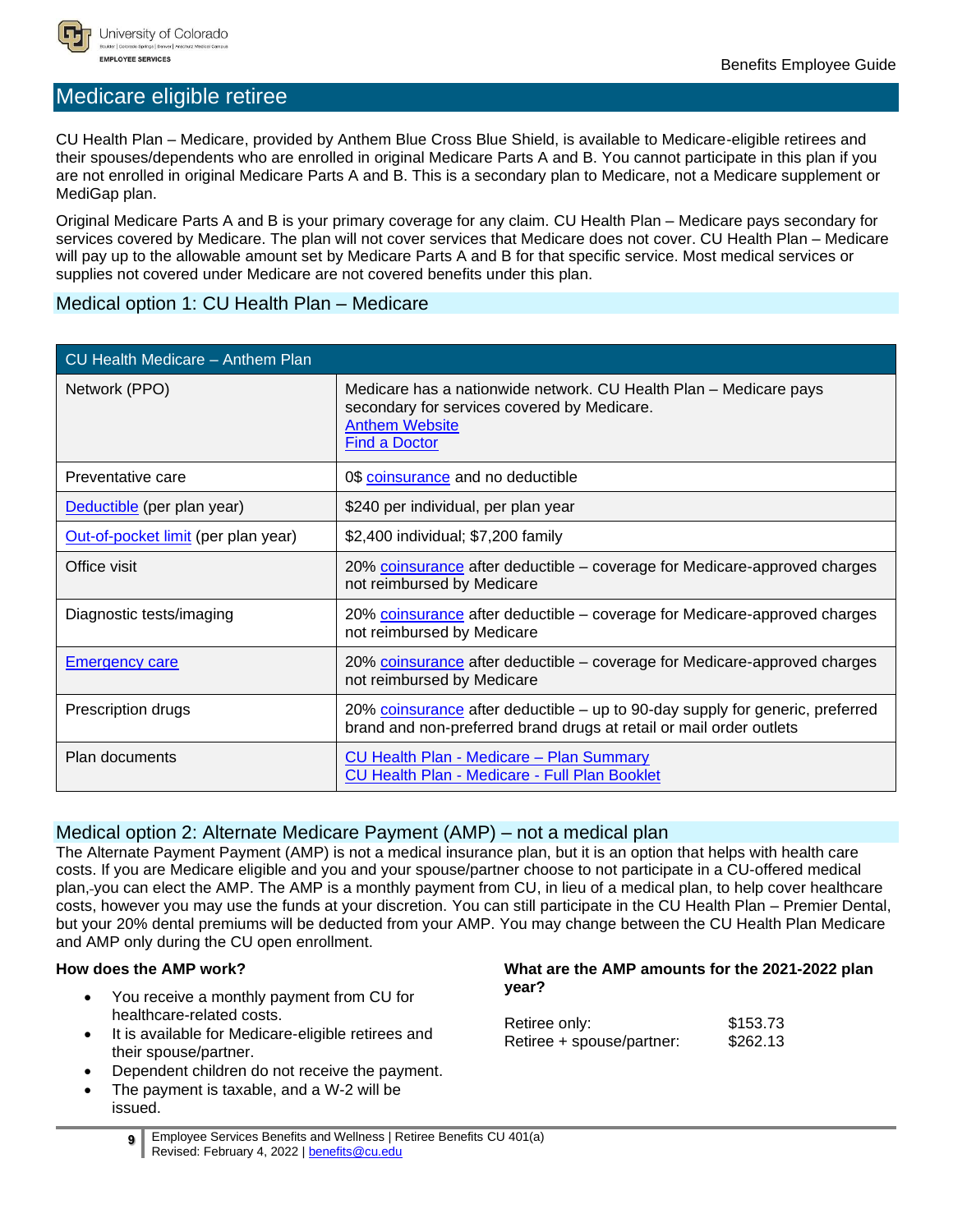## Medicare eligible retiree

CU Health Plan – Medicare, provided by Anthem Blue Cross Blue Shield, is available to Medicare-eligible retirees and their spouses/dependents who are enrolled in original Medicare Parts A and B. You cannot participate in this plan if you are not enrolled in original Medicare Parts A and B. This is a secondary plan to Medicare, not a Medicare supplement or MediGap plan.

Original Medicare Parts A and B is your primary coverage for any claim. CU Health Plan – Medicare pays secondary for services covered by Medicare. The plan will not cover services that Medicare does not cover. CU Health Plan – Medicare will pay up to the allowable amount set by Medicare Parts A and B for that specific service. Most medical services or supplies not covered under Medicare are not covered benefits under this plan.

### Medical option 1: CU Health Plan – Medicare

| CU Health Medicare – Anthem Plan | |
|---|---|
| Network (PPO) | Medicare has a nationwide network. CU Health Plan – Medicare pays secondary for services covered by Medicare.<br>Anthem Website<br>Find a Doctor |
| Preventative care | 0$ coinsurance and no deductible |
| Deductible (per plan year) | $240 per individual, per plan year |
| Out-of-pocket limit (per plan year) | $2,400 individual; $7,200 family |
| Office visit | 20% coinsurance after deductible – coverage for Medicare-approved charges not reimbursed by Medicare |
| Diagnostic tests/imaging | 20% coinsurance after deductible – coverage for Medicare-approved charges not reimbursed by Medicare |
| Emergency care | 20% coinsurance after deductible – coverage for Medicare-approved charges not reimbursed by Medicare |
| Prescription drugs | 20% coinsurance after deductible – up to 90-day supply for generic, preferred brand and non-preferred brand drugs at retail or mail order outlets |
| Plan documents | CU Health Plan - Medicare – Plan Summary<br>CU Health Plan - Medicare - Full Plan Booklet |

### Medical option 2: Alternate Medicare Payment (AMP) – not a medical plan

The Alternate Payment Payment (AMP) is not a medical insurance plan, but it is an option that helps with health care costs. If you are Medicare eligible and you and your spouse/partner choose to not participate in a CU-offered medical plan, you can elect the AMP. The AMP is a monthly payment from CU, in lieu of a medical plan, to help cover healthcare costs, however you may use the funds at your discretion. You can still participate in the CU Health Plan – Premier Dental, but your 20% dental premiums will be deducted from your AMP. You may change between the CU Health Plan Medicare and AMP only during the CU open enrollment.

**How does the AMP work?**

- You receive a monthly payment from CU for healthcare-related costs.
- It is available for Medicare-eligible retirees and their spouse/partner.
- Dependent children do not receive the payment.
- The payment is taxable, and a W-2 will be issued.

**What are the AMP amounts for the 2021-2022 plan year?**

| | |
|---|---|
| Retiree only: | $153.73 |
| Retiree + spouse/partner: | $262.13 |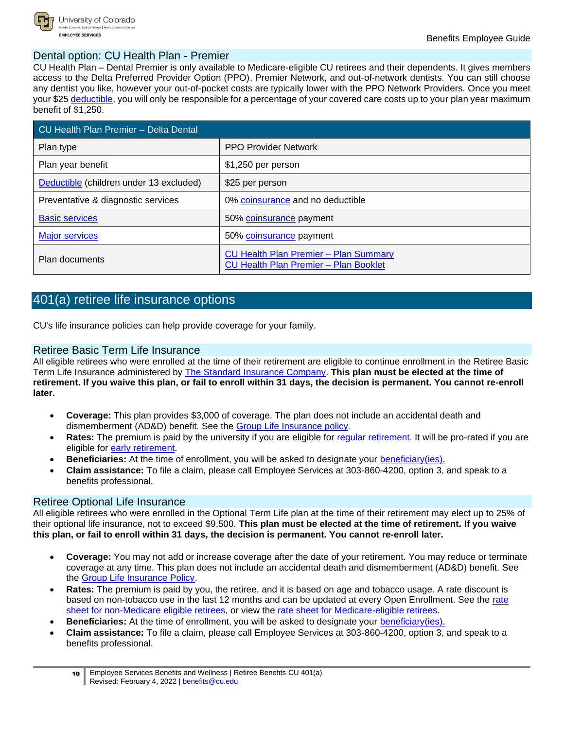## Dental option: CU Health Plan - Premier

CU Health Plan – Dental Premier is only available to Medicare-eligible CU retirees and their dependents. It gives members access to the Delta Preferred Provider Option (PPO), Premier Network, and out-of-network dentists. You can still choose any dentist you like, however your out-of-pocket costs are typically lower with the PPO Network Providers. Once you meet your $25 deductible, you will only be responsible for a percentage of your covered care costs up to your plan year maximum benefit of $1,250.

| CU Health Plan Premier – Delta Dental | |
|---|---|
| Plan type | PPO Provider Network |
| Plan year benefit | $1,250 per person |
| Deductible (children under 13 excluded) | $25 per person |
| Preventative & diagnostic services | 0% coinsurance and no deductible |
| Basic services | 50% coinsurance payment |
| Major services | 50% coinsurance payment |
| Plan documents | CU Health Plan Premier – Plan Summary<br>CU Health Plan Premier – Plan Booklet |

# 401(a) retiree life insurance options

CU's life insurance policies can help provide coverage for your family.

## Retiree Basic Term Life Insurance

All eligible retirees who were enrolled at the time of their retirement are eligible to continue enrollment in the Retiree Basic Term Life Insurance administered by The Standard Insurance Company. **This plan must be elected at the time of retirement. If you waive this plan, or fail to enroll within 31 days, the decision is permanent. You cannot re-enroll later.**

- **Coverage:** This plan provides $3,000 of coverage. The plan does not include an accidental death and dismemberment (AD&D) benefit. See the Group Life Insurance policy.
- **Rates:** The premium is paid by the university if you are eligible for regular retirement. It will be pro-rated if you are eligible for early retirement.
- **Beneficiaries:** At the time of enrollment, you will be asked to designate your beneficiary(ies).
- **Claim assistance:** To file a claim, please call Employee Services at 303-860-4200, option 3, and speak to a benefits professional.

## Retiree Optional Life Insurance

All eligible retirees who were enrolled in the Optional Term Life plan at the time of their retirement may elect up to 25% of their optional life insurance, not to exceed $9,500. **This plan must be elected at the time of retirement. If you waive this plan, or fail to enroll within 31 days, the decision is permanent. You cannot re-enroll later.**

- **Coverage:** You may not add or increase coverage after the date of your retirement. You may reduce or terminate coverage at any time. This plan does not include an accidental death and dismemberment (AD&D) benefit. See the Group Life Insurance Policy.
- **Rates:** The premium is paid by you, the retiree, and it is based on age and tobacco usage. A rate discount is based on non-tobacco use in the last 12 months and can be updated at every Open Enrollment. See the rate sheet for non-Medicare eligible retirees, or view the rate sheet for Medicare-eligible retirees.
- **Beneficiaries:** At the time of enrollment, you will be asked to designate your beneficiary(ies).
- **Claim assistance:** To file a claim, please call Employee Services at 303-860-4200, option 3, and speak to a benefits professional.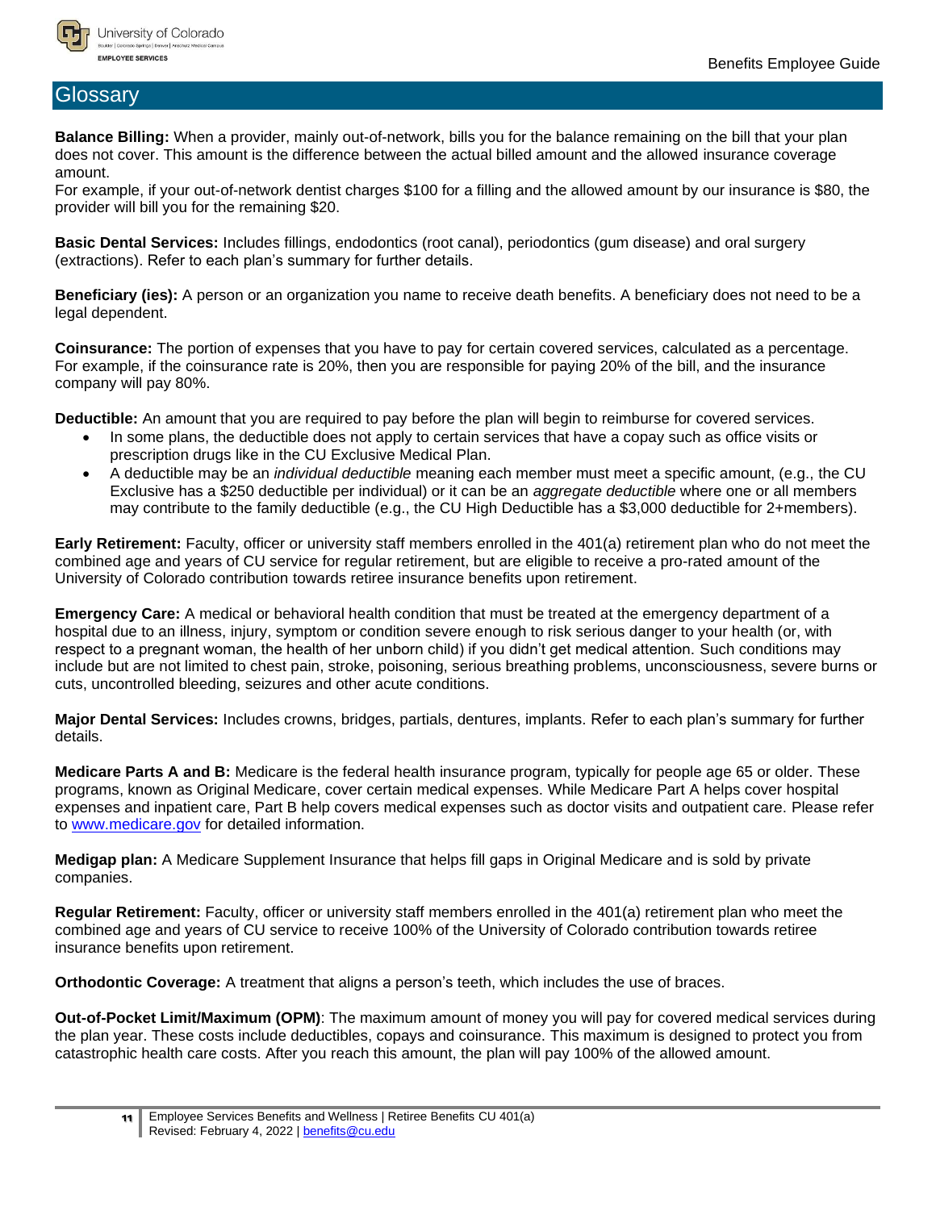# Glossary

**Balance Billing:** When a provider, mainly out-of-network, bills you for the balance remaining on the bill that your plan does not cover. This amount is the difference between the actual billed amount and the allowed insurance coverage amount.
For example, if your out-of-network dentist charges $100 for a filling and the allowed amount by our insurance is $80, the provider will bill you for the remaining $20.

**Basic Dental Services:** Includes fillings, endodontics (root canal), periodontics (gum disease) and oral surgery (extractions). Refer to each plan's summary for further details.

**Beneficiary (ies):** A person or an organization you name to receive death benefits. A beneficiary does not need to be a legal dependent.

**Coinsurance:** The portion of expenses that you have to pay for certain covered services, calculated as a percentage. For example, if the coinsurance rate is 20%, then you are responsible for paying 20% of the bill, and the insurance company will pay 80%.

**Deductible:** An amount that you are required to pay before the plan will begin to reimburse for covered services.

- In some plans, the deductible does not apply to certain services that have a copay such as office visits or prescription drugs like in the CU Exclusive Medical Plan.
- A deductible may be an *individual deductible* meaning each member must meet a specific amount, (e.g., the CU Exclusive has a $250 deductible per individual) or it can be an *aggregate deductible* where one or all members may contribute to the family deductible (e.g., the CU High Deductible has a $3,000 deductible for 2+members).

**Early Retirement:** Faculty, officer or university staff members enrolled in the 401(a) retirement plan who do not meet the combined age and years of CU service for regular retirement, but are eligible to receive a pro-rated amount of the University of Colorado contribution towards retiree insurance benefits upon retirement.

**Emergency Care:** A medical or behavioral health condition that must be treated at the emergency department of a hospital due to an illness, injury, symptom or condition severe enough to risk serious danger to your health (or, with respect to a pregnant woman, the health of her unborn child) if you didn't get medical attention. Such conditions may include but are not limited to chest pain, stroke, poisoning, serious breathing problems, unconsciousness, severe burns or cuts, uncontrolled bleeding, seizures and other acute conditions.

**Major Dental Services:** Includes crowns, bridges, partials, dentures, implants. Refer to each plan's summary for further details.

**Medicare Parts A and B:** Medicare is the federal health insurance program, typically for people age 65 or older. These programs, known as Original Medicare, cover certain medical expenses. While Medicare Part A helps cover hospital expenses and inpatient care, Part B help covers medical expenses such as doctor visits and outpatient care. Please refer to [www.medicare.gov](http://www.medicare.gov) for detailed information.

**Medigap plan:** A Medicare Supplement Insurance that helps fill gaps in Original Medicare and is sold by private companies.

**Regular Retirement:** Faculty, officer or university staff members enrolled in the 401(a) retirement plan who meet the combined age and years of CU service to receive 100% of the University of Colorado contribution towards retiree insurance benefits upon retirement.

**Orthodontic Coverage:** A treatment that aligns a person's teeth, which includes the use of braces.

**Out-of-Pocket Limit/Maximum (OPM)**: The maximum amount of money you will pay for covered medical services during the plan year. These costs include deductibles, copays and coinsurance. This maximum is designed to protect you from catastrophic health care costs. After you reach this amount, the plan will pay 100% of the allowed amount.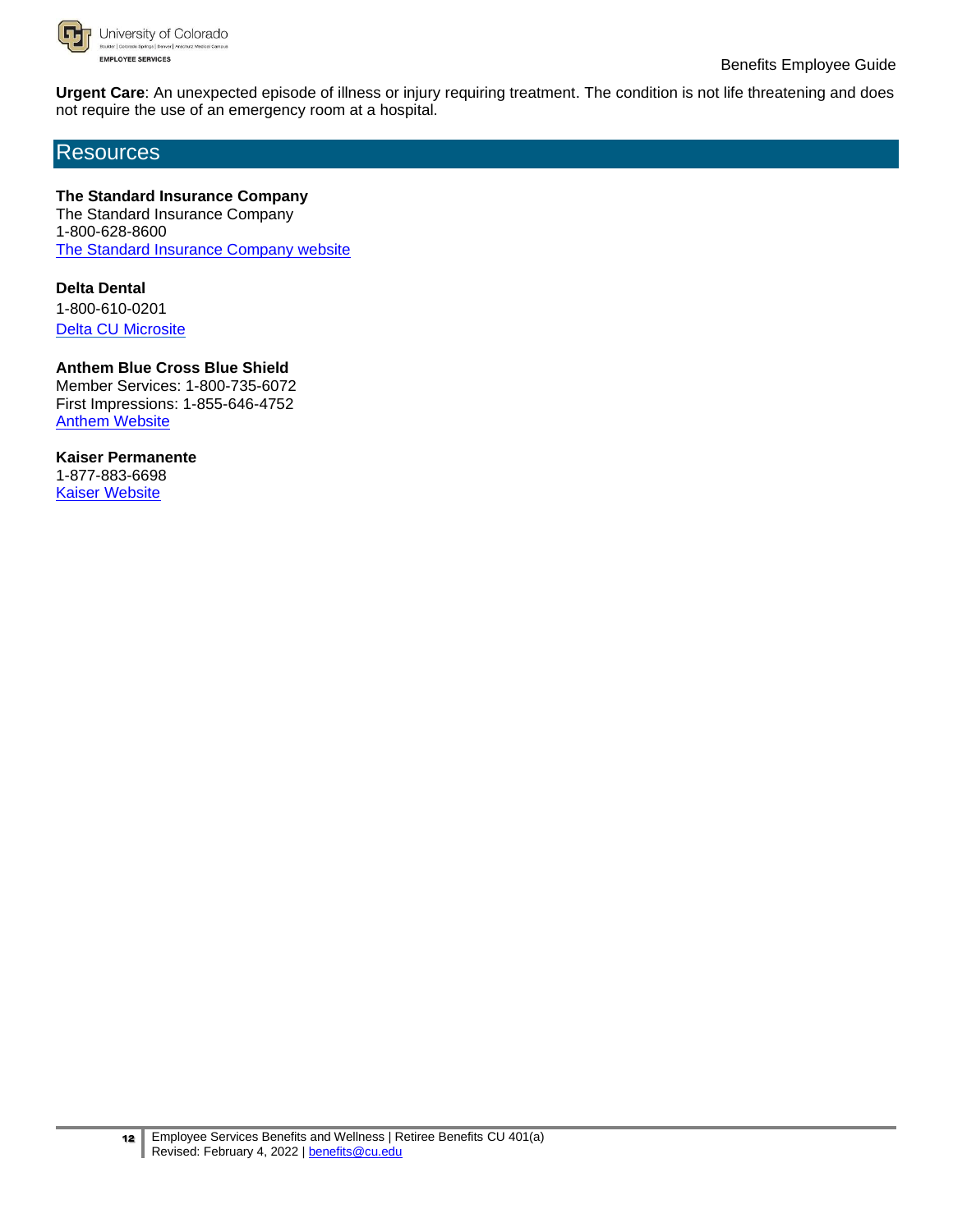**Urgent Care**: An unexpected episode of illness or injury requiring treatment. The condition is not life threatening and does not require the use of an emergency room at a hospital.

## Resources

**The Standard Insurance Company**
The Standard Insurance Company
1-800-628-8600
[The Standard Insurance Company website]

**Delta Dental**
1-800-610-0201
[Delta CU Microsite]

**Anthem Blue Cross Blue Shield**
Member Services: 1-800-735-6072
First Impressions: 1-855-646-4752
[Anthem Website]

**Kaiser Permanente**
1-877-883-6698
[Kaiser Website]